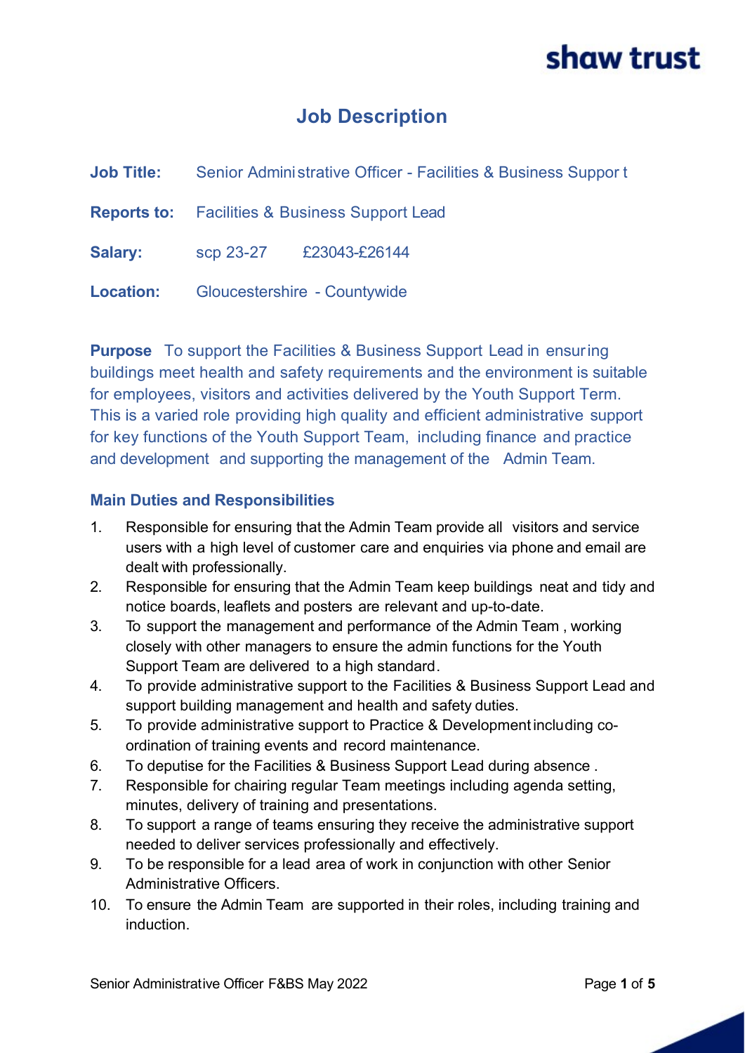shaw trust

# Job Description

**Job Title:** Senior Administrative Officer - Facilities & Business Support

**Reports to:** Facilities & Business Support Lead

**Salary:** scp 23-27 £23043-£26144

**Location:** Gloucestershire - Countywide

**Purpose** To support the Facilities & Business Support Lead in ensuring buildings meet health and safety requirements and the environment is suitable for employees, visitors and activities delivered by the Youth Support Term. This is a varied role providing high quality and efficient administrative support for key functions of the Youth Support Team, including finance and practice and development and supporting the management of the Admin Team.

## Main Duties and Responsibilities

1. Responsible for ensuring that the Admin Team provide all visitors and service users with a high level of customer care and enquiries via phone and email are dealt with professionally.
2. Responsible for ensuring that the Admin Team keep buildings neat and tidy and notice boards, leaflets and posters are relevant and up-to-date.
3. To support the management and performance of the Admin Team , working closely with other managers to ensure the admin functions for the Youth Support Team are delivered to a high standard.
4. To provide administrative support to the Facilities & Business Support Lead and support building management and health and safety duties.
5. To provide administrative support to Practice & Development including co-ordination of training events and record maintenance.
6. To deputise for the Facilities & Business Support Lead during absence .
7. Responsible for chairing regular Team meetings including agenda setting, minutes, delivery of training and presentations.
8. To support a range of teams ensuring they receive the administrative support needed to deliver services professionally and effectively.
9. To be responsible for a lead area of work in conjunction with other Senior Administrative Officers.
10. To ensure the Admin Team are supported in their roles, including training and induction.

Senior Administrative Officer F&BS May 2022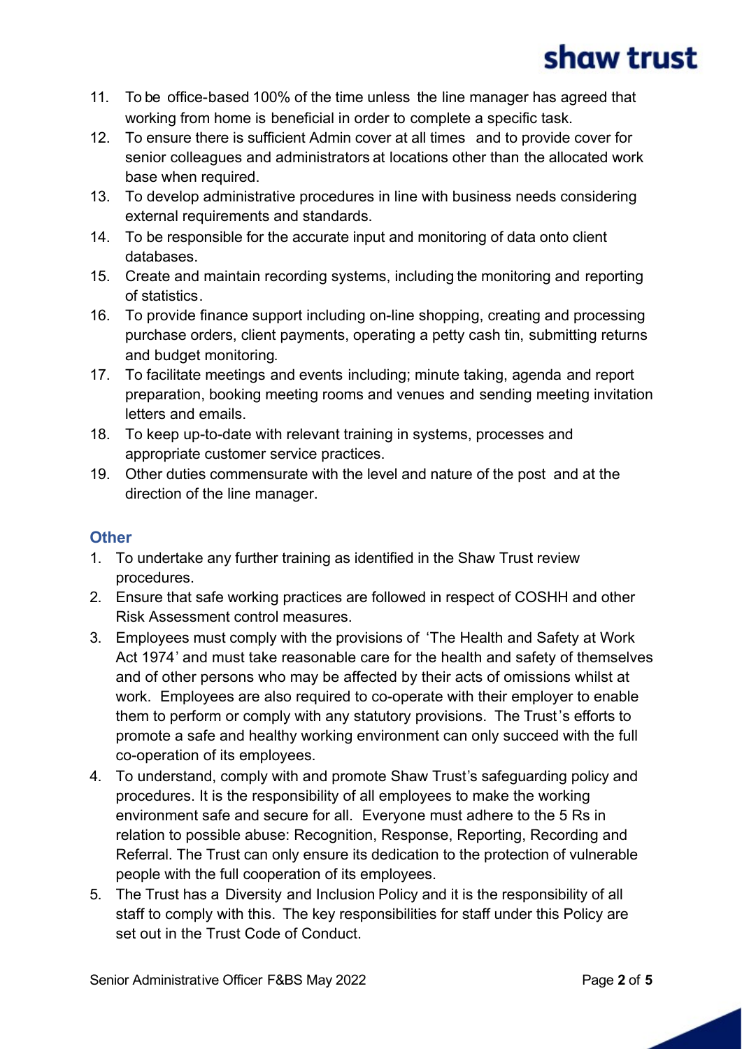11. To be office-based 100% of the time unless the line manager has agreed that working from home is beneficial in order to complete a specific task.
12. To ensure there is sufficient Admin cover at all times and to provide cover for senior colleagues and administrators at locations other than the allocated work base when required.
13. To develop administrative procedures in line with business needs considering external requirements and standards.
14. To be responsible for the accurate input and monitoring of data onto client databases.
15. Create and maintain recording systems, including the monitoring and reporting of statistics.
16. To provide finance support including on-line shopping, creating and processing purchase orders, client payments, operating a petty cash tin, submitting returns and budget monitoring.
17. To facilitate meetings and events including; minute taking, agenda and report preparation, booking meeting rooms and venues and sending meeting invitation letters and emails.
18. To keep up-to-date with relevant training in systems, processes and appropriate customer service practices.
19. Other duties commensurate with the level and nature of the post and at the direction of the line manager.

## Other

1. To undertake any further training as identified in the Shaw Trust review procedures.
2. Ensure that safe working practices are followed in respect of COSHH and other Risk Assessment control measures.
3. Employees must comply with the provisions of 'The Health and Safety at Work Act 1974' and must take reasonable care for the health and safety of themselves and of other persons who may be affected by their acts of omissions whilst at work. Employees are also required to co-operate with their employer to enable them to perform or comply with any statutory provisions. The Trust's efforts to promote a safe and healthy working environment can only succeed with the full co-operation of its employees.
4. To understand, comply with and promote Shaw Trust's safeguarding policy and procedures. It is the responsibility of all employees to make the working environment safe and secure for all. Everyone must adhere to the 5 Rs in relation to possible abuse: Recognition, Response, Reporting, Recording and Referral. The Trust can only ensure its dedication to the protection of vulnerable people with the full cooperation of its employees.
5. The Trust has a Diversity and Inclusion Policy and it is the responsibility of all staff to comply with this. The key responsibilities for staff under this Policy are set out in the Trust Code of Conduct.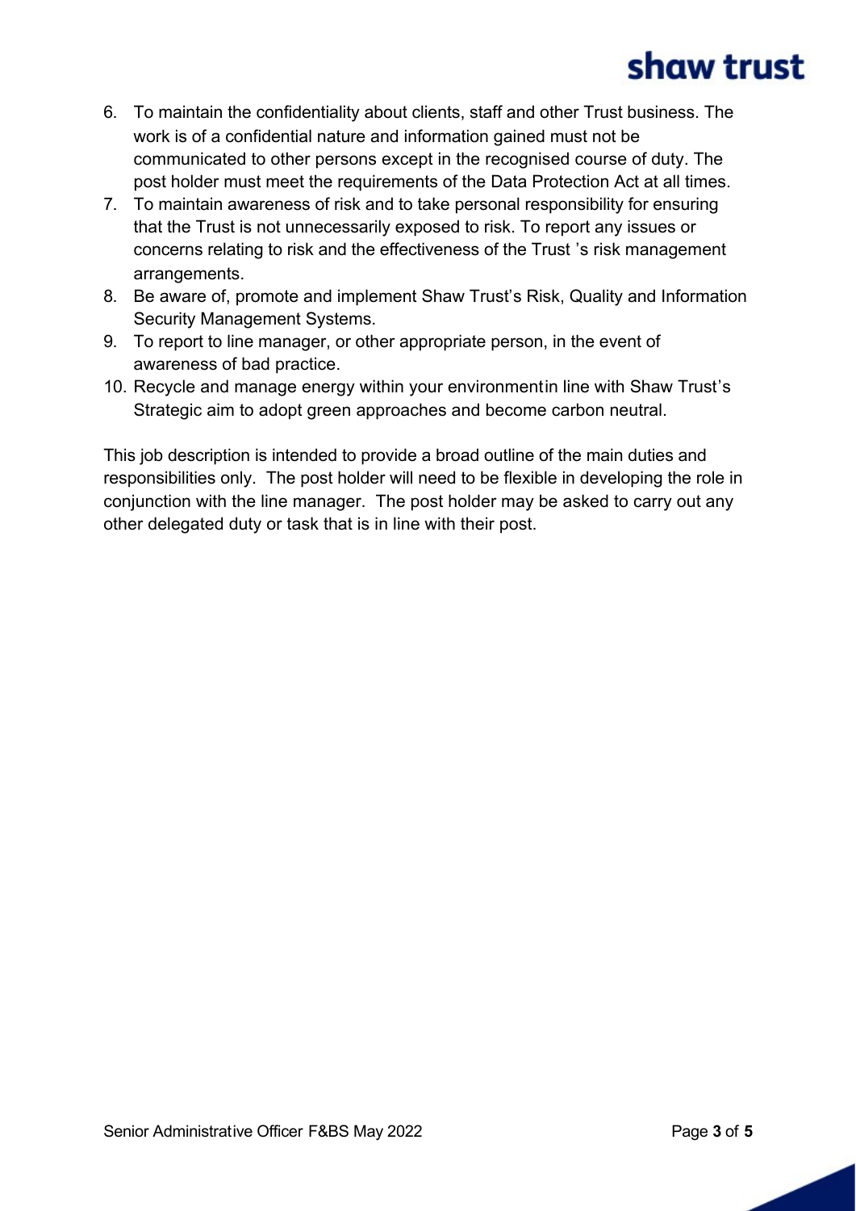6. To maintain the confidentiality about clients, staff and other Trust business. The work is of a confidential nature and information gained must not be communicated to other persons except in the recognised course of duty. The post holder must meet the requirements of the Data Protection Act at all times.
7. To maintain awareness of risk and to take personal responsibility for ensuring that the Trust is not unnecessarily exposed to risk. To report any issues or concerns relating to risk and the effectiveness of the Trust 's risk management arrangements.
8. Be aware of, promote and implement Shaw Trust's Risk, Quality and Information Security Management Systems.
9. To report to line manager, or other appropriate person, in the event of awareness of bad practice.
10. Recycle and manage energy within your environmentin line with Shaw Trust's Strategic aim to adopt green approaches and become carbon neutral.

This job description is intended to provide a broad outline of the main duties and responsibilities only. The post holder will need to be flexible in developing the role in conjunction with the line manager. The post holder may be asked to carry out any other delegated duty or task that is in line with their post.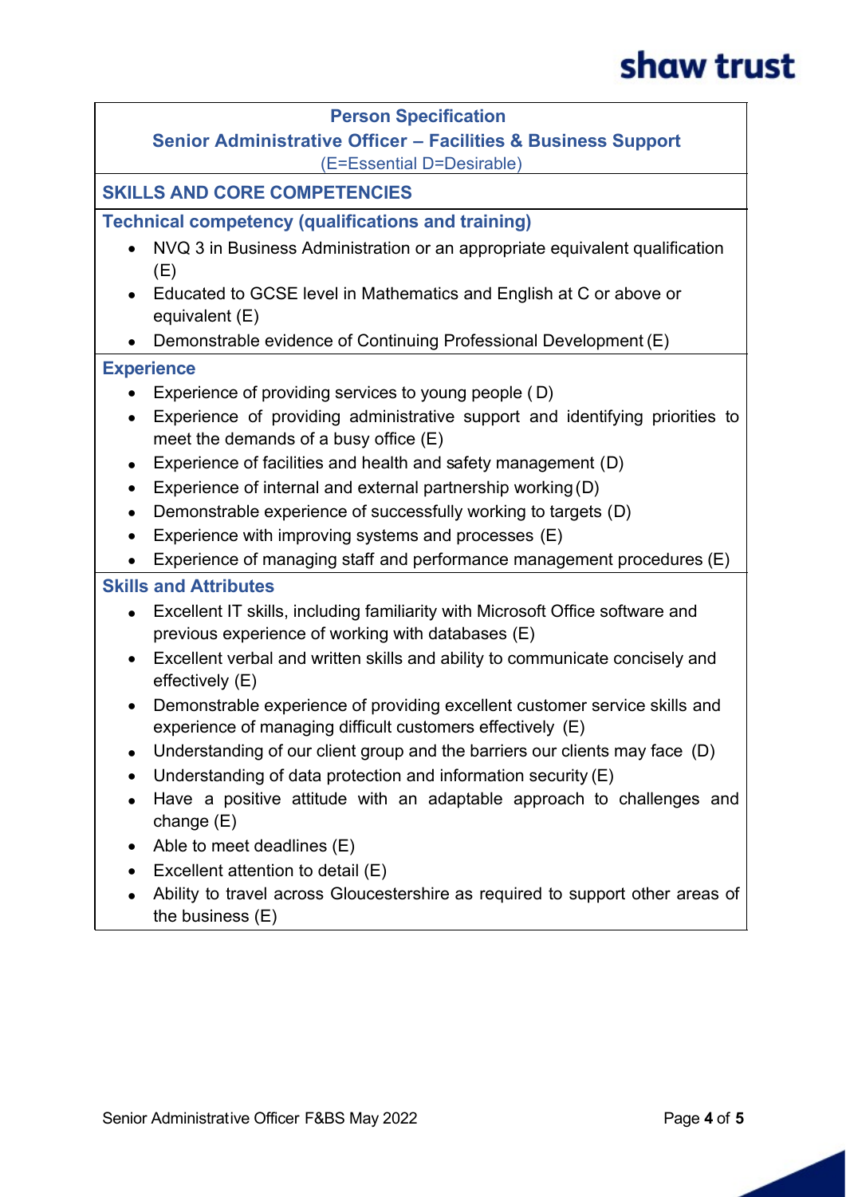## Person Specification

### Senior Administrative Officer – Facilities & Business Support

(E=Essential D=Desirable)

### SKILLS AND CORE COMPETENCIES

#### Technical competency (qualifications and training)

- NVQ 3 in Business Administration or an appropriate equivalent qualification (E)
- Educated to GCSE level in Mathematics and English at C or above or equivalent (E)
- Demonstrable evidence of Continuing Professional Development (E)

#### Experience

- Experience of providing services to young people ( D)
- Experience of providing administrative support and identifying priorities to meet the demands of a busy office (E)
- Experience of facilities and health and safety management (D)
- Experience of internal and external partnership working (D)
- Demonstrable experience of successfully working to targets (D)
- Experience with improving systems and processes (E)
- Experience of managing staff and performance management procedures (E)

#### Skills and Attributes

- Excellent IT skills, including familiarity with Microsoft Office software and previous experience of working with databases (E)
- Excellent verbal and written skills and ability to communicate concisely and effectively (E)
- Demonstrable experience of providing excellent customer service skills and experience of managing difficult customers effectively (E)
- Understanding of our client group and the barriers our clients may face (D)
- Understanding of data protection and information security (E)
- Have a positive attitude with an adaptable approach to challenges and change (E)
- Able to meet deadlines (E)
- Excellent attention to detail (E)
- Ability to travel across Gloucestershire as required to support other areas of the business (E)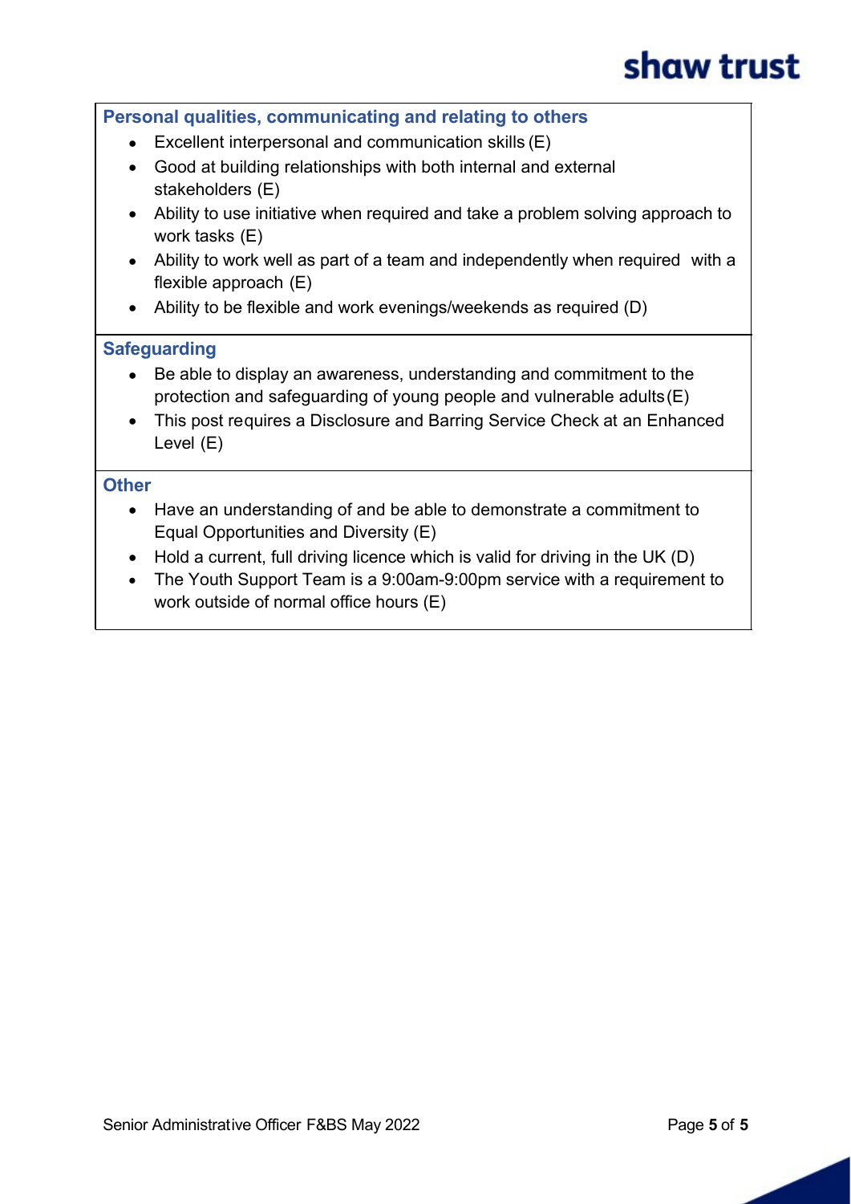### Personal qualities, communicating and relating to others

- Excellent interpersonal and communication skills (E)
- Good at building relationships with both internal and external stakeholders (E)
- Ability to use initiative when required and take a problem solving approach to work tasks (E)
- Ability to work well as part of a team and independently when required with a flexible approach (E)
- Ability to be flexible and work evenings/weekends as required (D)

### Safeguarding

- Be able to display an awareness, understanding and commitment to the protection and safeguarding of young people and vulnerable adults (E)
- This post requires a Disclosure and Barring Service Check at an Enhanced Level (E)

### Other

- Have an understanding of and be able to demonstrate a commitment to Equal Opportunities and Diversity (E)
- Hold a current, full driving licence which is valid for driving in the UK (D)
- The Youth Support Team is a 9:00am-9:00pm service with a requirement to work outside of normal office hours (E)